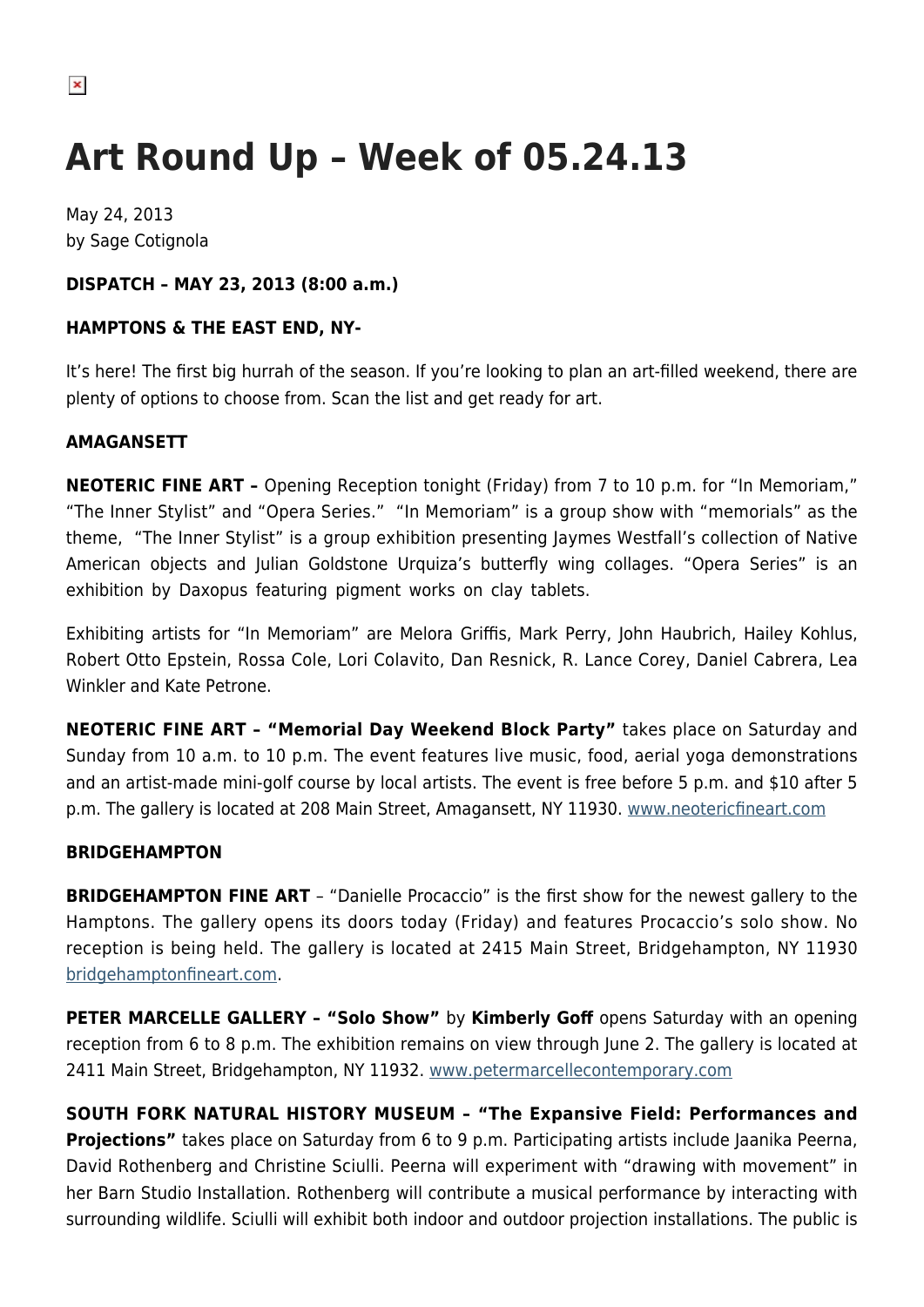# Art Round Up – Week of 05.24.13

May 24, 2013
by Sage Cotignola

**DISPATCH – MAY 23, 2013 (8:00 a.m.)**

**HAMPTONS & THE EAST END, NY-**

It's here! The first big hurrah of the season. If you're looking to plan an art-filled weekend, there are plenty of options to choose from. Scan the list and get ready for art.

**AMAGANSETT**

**NEOTERIC FINE ART –** Opening Reception tonight (Friday) from 7 to 10 p.m. for "In Memoriam," "The Inner Stylist" and "Opera Series." "In Memoriam" is a group show with "memorials" as the theme, "The Inner Stylist" is a group exhibition presenting Jaymes Westfall's collection of Native American objects and Julian Goldstone Urquiza's butterfly wing collages. "Opera Series" is an exhibition by Daxopus featuring pigment works on clay tablets.

Exhibiting artists for "In Memoriam" are Melora Griffis, Mark Perry, John Haubrich, Hailey Kohlus, Robert Otto Epstein, Rossa Cole, Lori Colavito, Dan Resnick, R. Lance Corey, Daniel Cabrera, Lea Winkler and Kate Petrone.

**NEOTERIC FINE ART – "Memorial Day Weekend Block Party"** takes place on Saturday and Sunday from 10 a.m. to 10 p.m. The event features live music, food, aerial yoga demonstrations and an artist-made mini-golf course by local artists. The event is free before 5 p.m. and $10 after 5 p.m. The gallery is located at 208 Main Street, Amagansett, NY 11930. www.neotericfineart.com

**BRIDGEHAMPTON**

**BRIDGEHAMPTON FINE ART** – "Danielle Procaccio" is the first show for the newest gallery to the Hamptons. The gallery opens its doors today (Friday) and features Procaccio's solo show. No reception is being held. The gallery is located at 2415 Main Street, Bridgehampton, NY 11930 bridgehamptonfineart.com.

**PETER MARCELLE GALLERY – "Solo Show"** by **Kimberly Goff** opens Saturday with an opening reception from 6 to 8 p.m. The exhibition remains on view through June 2. The gallery is located at 2411 Main Street, Bridgehampton, NY 11932. www.petermarcellecontemporary.com

**SOUTH FORK NATURAL HISTORY MUSEUM – "The Expansive Field: Performances and Projections"** takes place on Saturday from 6 to 9 p.m. Participating artists include Jaanika Peerna, David Rothenberg and Christine Sciulli. Peerna will experiment with "drawing with movement" in her Barn Studio Installation. Rothenberg will contribute a musical performance by interacting with surrounding wildlife. Sciulli will exhibit both indoor and outdoor projection installations. The public is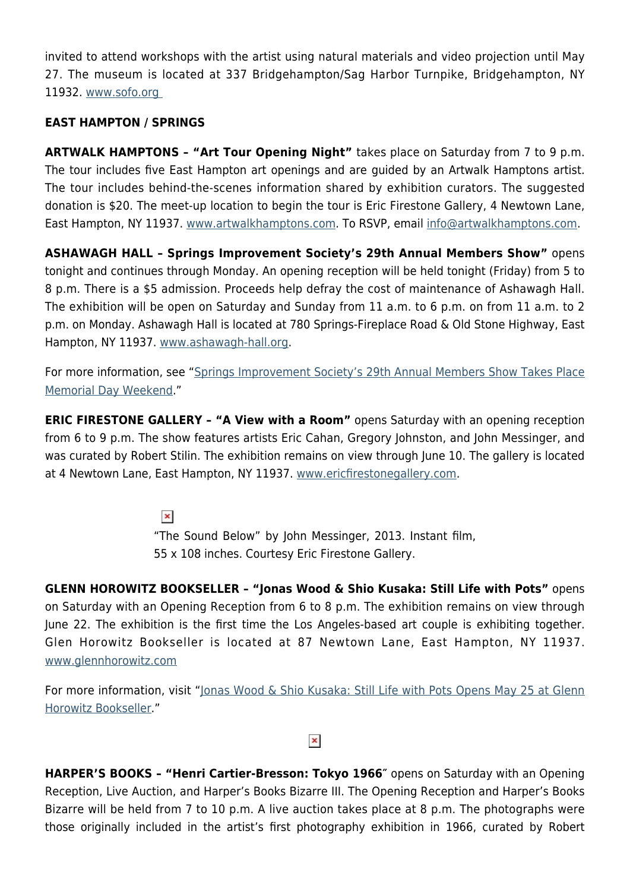invited to attend workshops with the artist using natural materials and video projection until May 27. The museum is located at 337 Bridgehampton/Sag Harbor Turnpike, Bridgehampton, NY 11932. [www.sofo.org](www.sofo.org)

**EAST HAMPTON / SPRINGS**

**ARTWALK HAMPTONS – "Art Tour Opening Night"** takes place on Saturday from 7 to 9 p.m. The tour includes five East Hampton art openings and are guided by an Artwalk Hamptons artist. The tour includes behind-the-scenes information shared by exhibition curators. The suggested donation is $20. The meet-up location to begin the tour is Eric Firestone Gallery, 4 Newtown Lane, East Hampton, NY 11937. www.artwalkhamptons.com. To RSVP, email info@artwalkhamptons.com.

**ASHAWAGH HALL – Springs Improvement Society's 29th Annual Members Show"** opens tonight and continues through Monday. An opening reception will be held tonight (Friday) from 5 to 8 p.m. There is a $5 admission. Proceeds help defray the cost of maintenance of Ashawagh Hall. The exhibition will be open on Saturday and Sunday from 11 a.m. to 6 p.m. on from 11 a.m. to 2 p.m. on Monday. Ashawagh Hall is located at 780 Springs-Fireplace Road & Old Stone Highway, East Hampton, NY 11937. www.ashawagh-hall.org.

For more information, see "Springs Improvement Society's 29th Annual Members Show Takes Place Memorial Day Weekend."

**ERIC FIRESTONE GALLERY – "A View with a Room"** opens Saturday with an opening reception from 6 to 9 p.m. The show features artists Eric Cahan, Gregory Johnston, and John Messinger, and was curated by Robert Stilin. The exhibition remains on view through June 10. The gallery is located at 4 Newtown Lane, East Hampton, NY 11937. www.ericfirestonegallery.com.

"The Sound Below" by John Messinger, 2013. Instant film, 55 x 108 inches. Courtesy Eric Firestone Gallery.

**GLENN HOROWITZ BOOKSELLER – "Jonas Wood & Shio Kusaka: Still Life with Pots"** opens on Saturday with an Opening Reception from 6 to 8 p.m. The exhibition remains on view through June 22. The exhibition is the first time the Los Angeles-based art couple is exhibiting together. Glen Horowitz Bookseller is located at 87 Newtown Lane, East Hampton, NY 11937. www.glennhorowitz.com

For more information, visit "Jonas Wood & Shio Kusaka: Still Life with Pots Opens May 25 at Glenn Horowitz Bookseller."

**HARPER'S BOOKS – "Henri Cartier-Bresson: Tokyo 1966″** opens on Saturday with an Opening Reception, Live Auction, and Harper's Books Bizarre III. The Opening Reception and Harper's Books Bizarre will be held from 7 to 10 p.m. A live auction takes place at 8 p.m. The photographs were those originally included in the artist's first photography exhibition in 1966, curated by Robert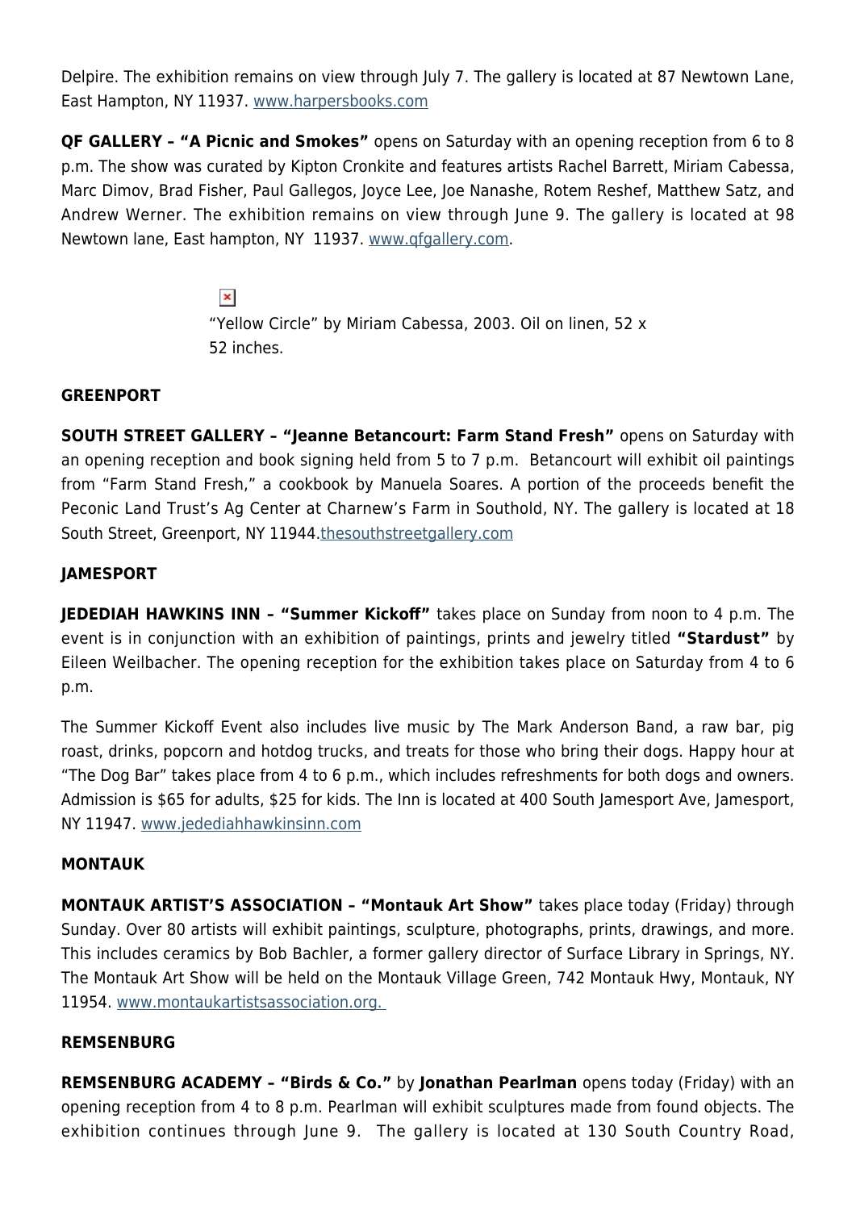Delpire. The exhibition remains on view through July 7. The gallery is located at 87 Newtown Lane, East Hampton, NY 11937. www.harpersbooks.com

**QF GALLERY – "A Picnic and Smokes"** opens on Saturday with an opening reception from 6 to 8 p.m. The show was curated by Kipton Cronkite and features artists Rachel Barrett, Miriam Cabessa, Marc Dimov, Brad Fisher, Paul Gallegos, Joyce Lee, Joe Nanashe, Rotem Reshef, Matthew Satz, and Andrew Werner. The exhibition remains on view through June 9. The gallery is located at 98 Newtown lane, East hampton, NY 11937. www.qfgallery.com.

"Yellow Circle" by Miriam Cabessa, 2003. Oil on linen, 52 x 52 inches.

**GREENPORT**

**SOUTH STREET GALLERY – "Jeanne Betancourt: Farm Stand Fresh"** opens on Saturday with an opening reception and book signing held from 5 to 7 p.m. Betancourt will exhibit oil paintings from "Farm Stand Fresh," a cookbook by Manuela Soares. A portion of the proceeds benefit the Peconic Land Trust's Ag Center at Charnew's Farm in Southold, NY. The gallery is located at 18 South Street, Greenport, NY 11944.thesouthstreetgallery.com

**JAMESPORT**

**JEDEDIAH HAWKINS INN – "Summer Kickoff"** takes place on Sunday from noon to 4 p.m. The event is in conjunction with an exhibition of paintings, prints and jewelry titled **"Stardust"** by Eileen Weilbacher. The opening reception for the exhibition takes place on Saturday from 4 to 6 p.m.

The Summer Kickoff Event also includes live music by The Mark Anderson Band, a raw bar, pig roast, drinks, popcorn and hotdog trucks, and treats for those who bring their dogs. Happy hour at "The Dog Bar" takes place from 4 to 6 p.m., which includes refreshments for both dogs and owners. Admission is $65 for adults, $25 for kids. The Inn is located at 400 South Jamesport Ave, Jamesport, NY 11947. www.jedediahhawkinsinn.com

**MONTAUK**

**MONTAUK ARTIST'S ASSOCIATION – "Montauk Art Show"** takes place today (Friday) through Sunday. Over 80 artists will exhibit paintings, sculpture, photographs, prints, drawings, and more. This includes ceramics by Bob Bachler, a former gallery director of Surface Library in Springs, NY. The Montauk Art Show will be held on the Montauk Village Green, 742 Montauk Hwy, Montauk, NY 11954. www.montaukartistsassociation.org.

**REMSENBURG**

**REMSENBURG ACADEMY – "Birds & Co."** by **Jonathan Pearlman** opens today (Friday) with an opening reception from 4 to 8 p.m. Pearlman will exhibit sculptures made from found objects. The exhibition continues through June 9. The gallery is located at 130 South Country Road,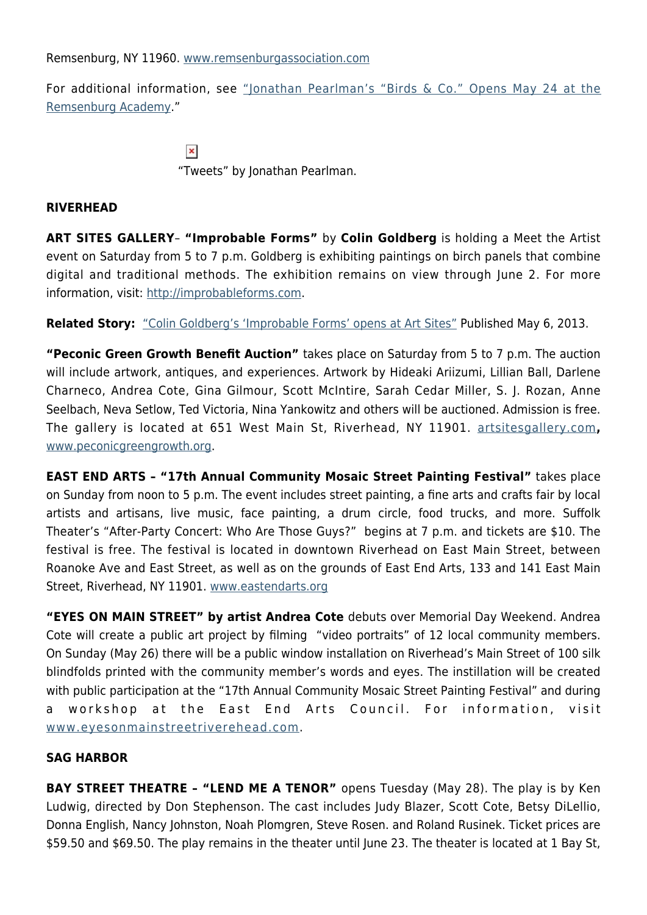Remsenburg, NY 11960. www.remsenburgassociation.com

For additional information, see "Jonathan Pearlman's "Birds & Co." Opens May 24 at the Remsenburg Academy."

"Tweets" by Jonathan Pearlman.

**RIVERHEAD**

**ART SITES GALLERY**– **"Improbable Forms"** by **Colin Goldberg** is holding a Meet the Artist event on Saturday from 5 to 7 p.m. Goldberg is exhibiting paintings on birch panels that combine digital and traditional methods. The exhibition remains on view through June 2. For more information, visit: http://improbableforms.com.

**Related Story:** "Colin Goldberg's 'Improbable Forms' opens at Art Sites" Published May 6, 2013.

**"Peconic Green Growth Benefit Auction"** takes place on Saturday from 5 to 7 p.m. The auction will include artwork, antiques, and experiences. Artwork by Hideaki Ariizumi, Lillian Ball, Darlene Charneco, Andrea Cote, Gina Gilmour, Scott McIntire, Sarah Cedar Miller, S. J. Rozan, Anne Seelbach, Neva Setlow, Ted Victoria, Nina Yankowitz and others will be auctioned. Admission is free. The gallery is located at 651 West Main St, Riverhead, NY 11901. artsitesgallery.com**,** www.peconicgreengrowth.org.

**EAST END ARTS – "17th Annual Community Mosaic Street Painting Festival"** takes place on Sunday from noon to 5 p.m. The event includes street painting, a fine arts and crafts fair by local artists and artisans, live music, face painting, a drum circle, food trucks, and more. Suffolk Theater's "After-Party Concert: Who Are Those Guys?" begins at 7 p.m. and tickets are $10. The festival is free. The festival is located in downtown Riverhead on East Main Street, between Roanoke Ave and East Street, as well as on the grounds of East End Arts, 133 and 141 East Main Street, Riverhead, NY 11901. www.eastendarts.org

**"EYES ON MAIN STREET" by artist Andrea Cote** debuts over Memorial Day Weekend. Andrea Cote will create a public art project by filming "video portraits" of 12 local community members. On Sunday (May 26) there will be a public window installation on Riverhead's Main Street of 100 silk blindfolds printed with the community member's words and eyes. The instillation will be created with public participation at the "17th Annual Community Mosaic Street Painting Festival" and during a workshop at the East End Arts Council. For information, visit www.eyesonmainstreetriverehead.com.

**SAG HARBOR**

**BAY STREET THEATRE – "LEND ME A TENOR"** opens Tuesday (May 28). The play is by Ken Ludwig, directed by Don Stephenson. The cast includes Judy Blazer, Scott Cote, Betsy DiLellio, Donna English, Nancy Johnston, Noah Plomgren, Steve Rosen. and Roland Rusinek. Ticket prices are $59.50 and $69.50. The play remains in the theater until June 23. The theater is located at 1 Bay St,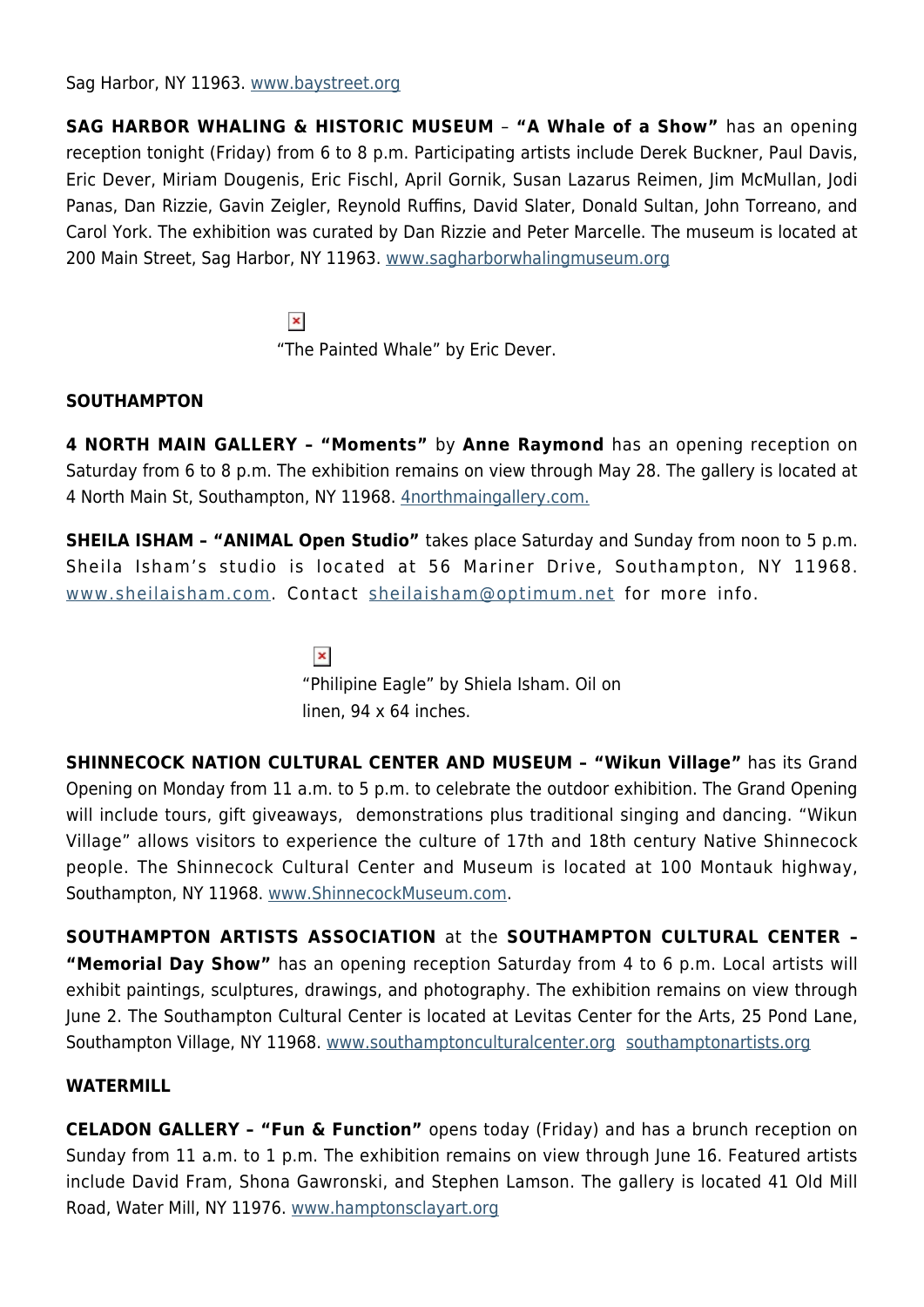Sag Harbor, NY 11963. www.baystreet.org

**SAG HARBOR WHALING & HISTORIC MUSEUM** – **"A Whale of a Show"** has an opening reception tonight (Friday) from 6 to 8 p.m. Participating artists include Derek Buckner, Paul Davis, Eric Dever, Miriam Dougenis, Eric Fischl, April Gornik, Susan Lazarus Reimen, Jim McMullan, Jodi Panas, Dan Rizzie, Gavin Zeigler, Reynold Ruffins, David Slater, Donald Sultan, John Torreano, and Carol York. The exhibition was curated by Dan Rizzie and Peter Marcelle. The museum is located at 200 Main Street, Sag Harbor, NY 11963. www.sagharborwhalingmuseum.org

"The Painted Whale" by Eric Dever.

**SOUTHAMPTON**

**4 NORTH MAIN GALLERY – "Moments"** by **Anne Raymond** has an opening reception on Saturday from 6 to 8 p.m. The exhibition remains on view through May 28. The gallery is located at 4 North Main St, Southampton, NY 11968. 4northmaingallery.com.

**SHEILA ISHAM – "ANIMAL Open Studio"** takes place Saturday and Sunday from noon to 5 p.m. Sheila Isham's studio is located at 56 Mariner Drive, Southampton, NY 11968. www.sheilaisham.com. Contact sheilaisham@optimum.net for more info.

"Philipine Eagle" by Shiela Isham. Oil on linen, 94 x 64 inches.

**SHINNECOCK NATION CULTURAL CENTER AND MUSEUM – "Wikun Village"** has its Grand Opening on Monday from 11 a.m. to 5 p.m. to celebrate the outdoor exhibition. The Grand Opening will include tours, gift giveaways, demonstrations plus traditional singing and dancing. "Wikun Village" allows visitors to experience the culture of 17th and 18th century Native Shinnecock people. The Shinnecock Cultural Center and Museum is located at 100 Montauk highway, Southampton, NY 11968. www.ShinnecockMuseum.com.

**SOUTHAMPTON ARTISTS ASSOCIATION** at the **SOUTHAMPTON CULTURAL CENTER – "Memorial Day Show"** has an opening reception Saturday from 4 to 6 p.m. Local artists will exhibit paintings, sculptures, drawings, and photography. The exhibition remains on view through June 2. The Southampton Cultural Center is located at Levitas Center for the Arts, 25 Pond Lane, Southampton Village, NY 11968. www.southamptonculturalcenter.org southamptonartists.org

**WATERMILL**

**CELADON GALLERY – "Fun & Function"** opens today (Friday) and has a brunch reception on Sunday from 11 a.m. to 1 p.m. The exhibition remains on view through June 16. Featured artists include David Fram, Shona Gawronski, and Stephen Lamson. The gallery is located 41 Old Mill Road, Water Mill, NY 11976. www.hamptonsclayart.org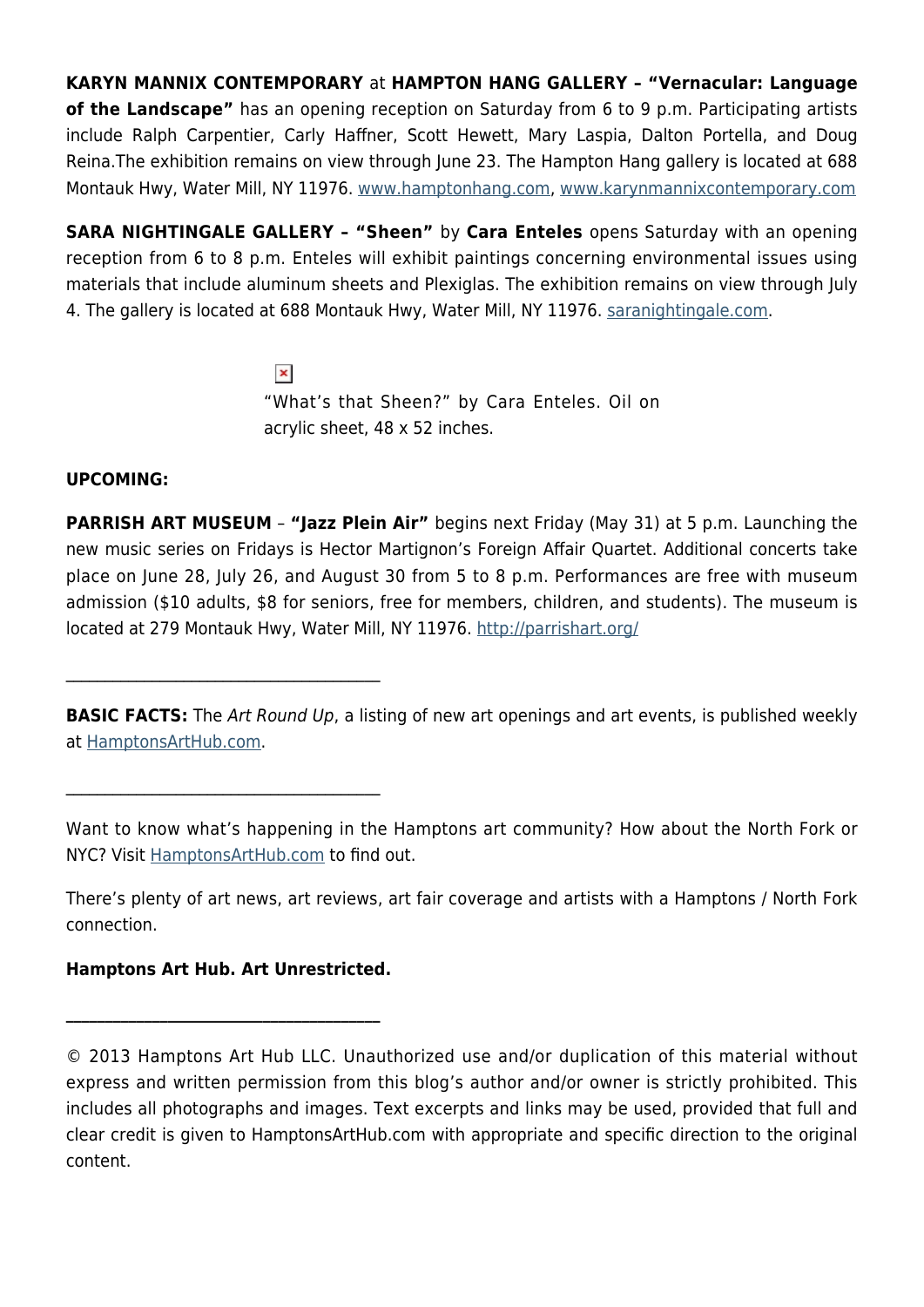**KARYN MANNIX CONTEMPORARY** at **HAMPTON HANG GALLERY – "Vernacular: Language of the Landscape"** has an opening reception on Saturday from 6 to 9 p.m. Participating artists include Ralph Carpentier, Carly Haffner, Scott Hewett, Mary Laspia, Dalton Portella, and Doug Reina.The exhibition remains on view through June 23. The Hampton Hang gallery is located at 688 Montauk Hwy, Water Mill, NY 11976. www.hamptonhang.com, www.karynmannixcontemporary.com

**SARA NIGHTINGALE GALLERY – "Sheen"** by **Cara Enteles** opens Saturday with an opening reception from 6 to 8 p.m. Enteles will exhibit paintings concerning environmental issues using materials that include aluminum sheets and Plexiglas. The exhibition remains on view through July 4. The gallery is located at 688 Montauk Hwy, Water Mill, NY 11976. saranightingale.com.

"What's that Sheen?" by Cara Enteles. Oil on acrylic sheet, 48 x 52 inches.

**UPCOMING:**

**PARRISH ART MUSEUM** – **"Jazz Plein Air"** begins next Friday (May 31) at 5 p.m. Launching the new music series on Fridays is Hector Martignon's Foreign Affair Quartet. Additional concerts take place on June 28, July 26, and August 30 from 5 to 8 p.m. Performances are free with museum admission ($10 adults, $8 for seniors, free for members, children, and students). The museum is located at 279 Montauk Hwy, Water Mill, NY 11976. http://parrishart.org/

---

**BASIC FACTS:** The *Art Round Up*, a listing of new art openings and art events, is published weekly at HamptonsArtHub.com.

---

Want to know what's happening in the Hamptons art community? How about the North Fork or NYC? Visit HamptonsArtHub.com to find out.

There's plenty of art news, art reviews, art fair coverage and artists with a Hamptons / North Fork connection.

**Hamptons Art Hub. Art Unrestricted.**

---

© 2013 Hamptons Art Hub LLC. Unauthorized use and/or duplication of this material without express and written permission from this blog's author and/or owner is strictly prohibited. This includes all photographs and images. Text excerpts and links may be used, provided that full and clear credit is given to HamptonsArtHub.com with appropriate and specific direction to the original content.